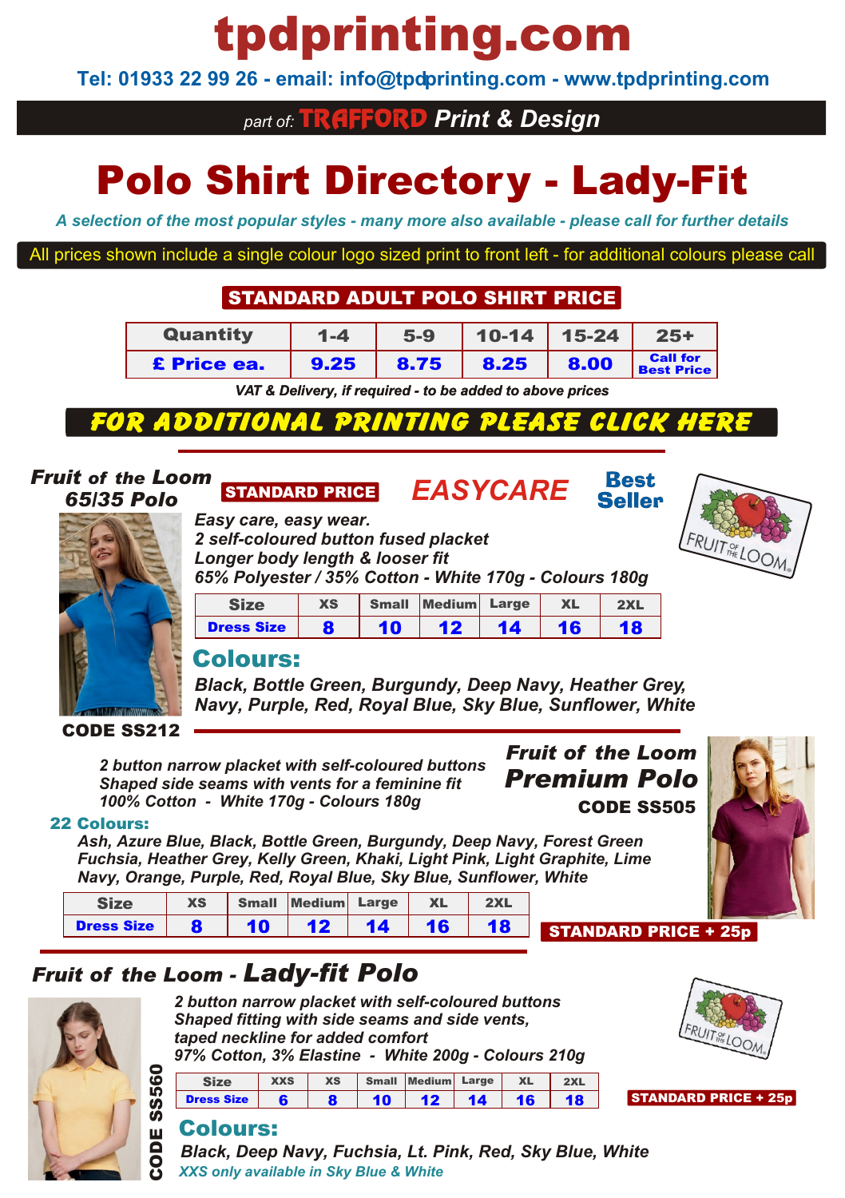# tpdprinting.com

**Tel: 01933 22 99 26 - email: info@tpdprinting.com - www.tpdprinting.com**

*part of:* **TRAFFORD** ***Print & Design***

# Polo Shirt Directory - Lady-Fit

*A selection of the most popular styles - many more also available - please call for further details*

All prices shown include a single colour logo sized print to front left - for additional colours please call

## STANDARD ADULT POLO SHIRT PRICE

| Quantity | 1-4 | 5-9 | 10-14 | 15-24 | 25+ |
|---|---|---|---|---|---|
| £ Price ea. | 9.25 | 8.75 | 8.25 | 8.00 | Call for Best Price |

*VAT & Delivery, if required - to be added to above prices*

**FOR ADDITIONAL PRINTING PLEASE CLICK HERE**

---

## Fruit of the Loom 65/35 Polo

**STANDARD PRICE** — **EASYCARE** — **Best Seller**

*Easy care, easy wear.*
*2 self-coloured button fused placket*
*Longer body length & looser fit*
*65% Polyester / 35% Cotton - White 170g - Colours 180g*

| Size | XS | Small | Medium | Large | XL | 2XL |
|---|---|---|---|---|---|---|
| Dress Size | 8 | 10 | 12 | 14 | 16 | 18 |

### Colours:

*Black, Bottle Green, Burgundy, Deep Navy, Heather Grey, Navy, Purple, Red, Royal Blue, Sky Blue, Sunflower, White*

**CODE SS212**

---

## Fruit of the Loom Premium Polo

**CODE SS505**

*2 button narrow placket with self-coloured buttons*
*Shaped side seams with vents for a feminine fit*
*100% Cotton - White 170g - Colours 180g*

**22 Colours:**

*Ash, Azure Blue, Black, Bottle Green, Burgundy, Deep Navy, Forest Green Fuchsia, Heather Grey, Kelly Green, Khaki, Light Pink, Light Graphite, Lime Navy, Orange, Purple, Red, Royal Blue, Sky Blue, Sunflower, White*

| Size | XS | Small | Medium | Large | XL | 2XL |
|---|---|---|---|---|---|---|
| Dress Size | 8 | 10 | 12 | 14 | 16 | 18 |

**STANDARD PRICE + 25p**

---

## Fruit of the Loom - Lady-fit Polo

**CODE SS560**

*2 button narrow placket with self-coloured buttons*
*Shaped fitting with side seams and side vents,*
*taped neckline for added comfort*
*97% Cotton, 3% Elastine - White 200g - Colours 210g*

| Size | XXS | XS | Small | Medium | Large | XL | 2XL |
|---|---|---|---|---|---|---|---|
| Dress Size | 6 | 8 | 10 | 12 | 14 | 16 | 18 |

**STANDARD PRICE + 25p**

### Colours:

*Black, Deep Navy, Fuchsia, Lt. Pink, Red, Sky Blue, White*

*XXS only available in Sky Blue & White*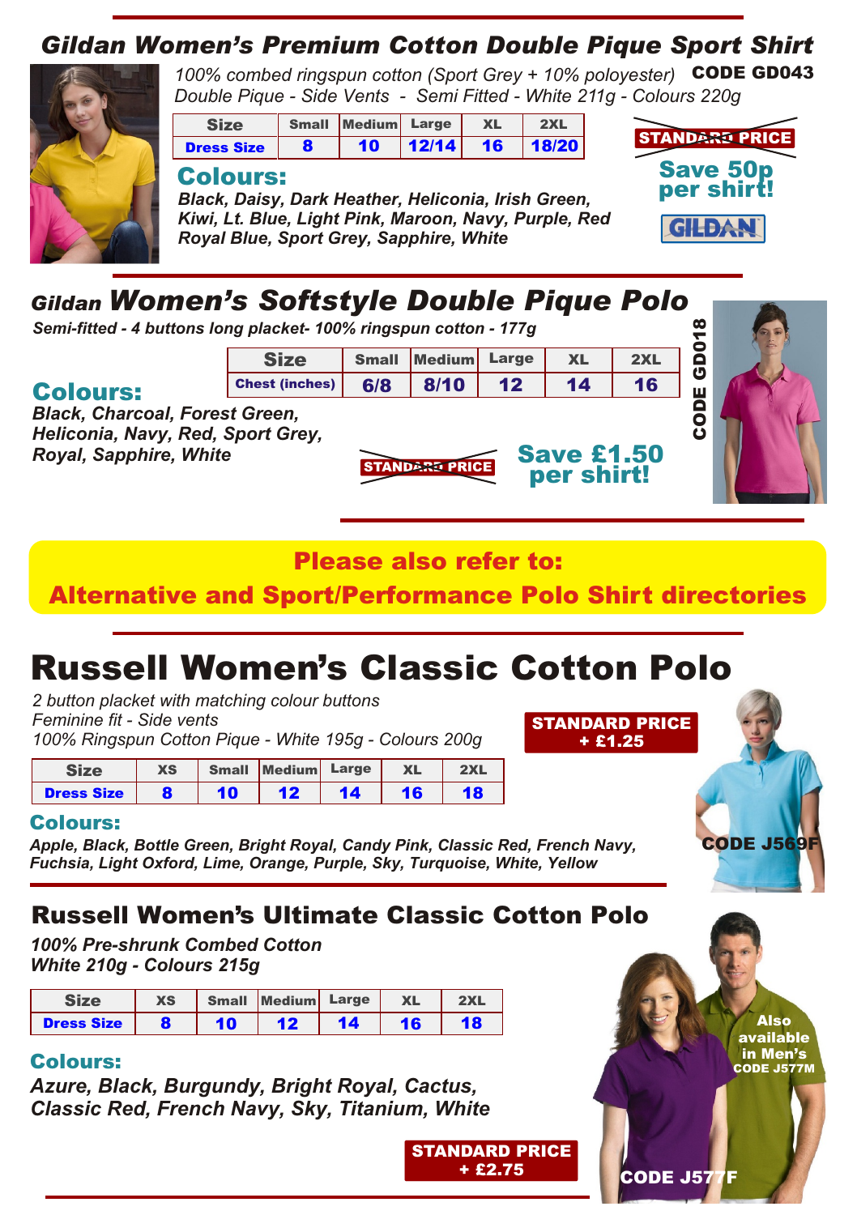## Gildan Women's Premium Cotton Double Pique Sport Shirt

*100% combed ringspun cotton (Sport Grey + 10% polyoester)* **CODE GD043**
*Double Pique - Side Vents - Semi Fitted - White 211g - Colours 220g*

| Size | Small | Medium | Large | XL | 2XL |
|---|---|---|---|---|---|
| Dress Size | 8 | 10 | 12/14 | 16 | 18/20 |

**Colours:**
***Black, Daisy, Dark Heather, Heliconia, Irish Green, Kiwi, Lt. Blue, Light Pink, Maroon, Navy, Purple, Red Royal Blue, Sport Grey, Sapphire, White***

~~STANDARD PRICE~~
**Save 50p per shirt!**

GILDAN

## Gildan Women's Softstyle Double Pique Polo

***Semi-fitted - 4 buttons long placket- 100% ringspun cotton - 177g***

**CODE GD018**

| Size | Small | Medium | Large | XL | 2XL |
|---|---|---|---|---|---|
| Chest (inches) | 6/8 | 8/10 | 12 | 14 | 16 |

**Colours:**
***Black, Charcoal, Forest Green, Heliconia, Navy, Red, Sport Grey, Royal, Sapphire, White***

~~STANDARD PRICE~~
**Save £1.50 per shirt!**

**Please also refer to:**
**Alternative and Sport/Performance Polo Shirt directories**

# Russell Women's Classic Cotton Polo

*2 button placket with matching colour buttons*
*Feminine fit - Side vents*
*100% Ringspun Cotton Pique - White 195g - Colours 200g*

**STANDARD PRICE + £1.25**

| Size | XS | Small | Medium | Large | XL | 2XL |
|---|---|---|---|---|---|---|
| Dress Size | 8 | 10 | 12 | 14 | 16 | 18 |

**Colours:**
***Apple, Black, Bottle Green, Bright Royal, Candy Pink, Classic Red, French Navy, Fuchsia, Light Oxford, Lime, Orange, Purple, Sky, Turquoise, White, Yellow***

**CODE J569F**

## Russell Women's Ultimate Classic Cotton Polo

***100% Pre-shrunk Combed Cotton***
***White 210g - Colours 215g***

| Size | XS | Small | Medium | Large | XL | 2XL |
|---|---|---|---|---|---|---|
| Dress Size | 8 | 10 | 12 | 14 | 16 | 18 |

**Colours:**
***Azure, Black, Burgundy, Bright Royal, Cactus, Classic Red, French Navy, Sky, Titanium, White***

**STANDARD PRICE + £2.75**

**Also available in Men's CODE J577M**

**CODE J577F**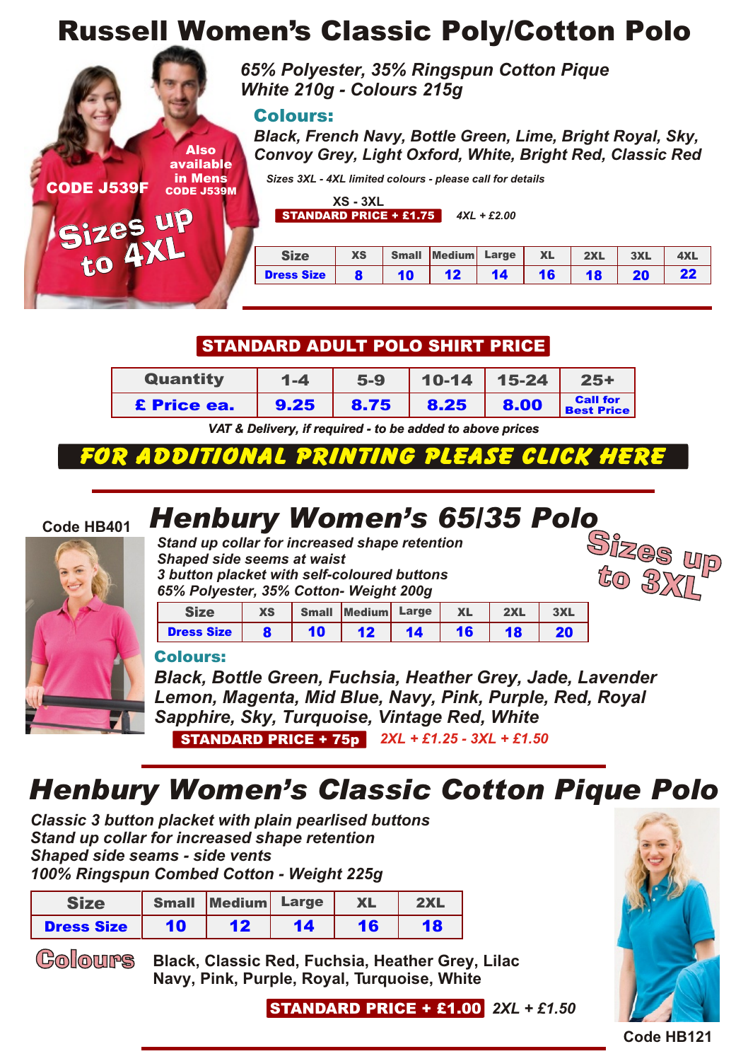# Russell Women's Classic Poly/Cotton Polo

CODE J539F

Also available in Mens CODE J539M

Sizes up to 4XL

*65% Polyester, 35% Ringspun Cotton Pique*
*White 210g - Colours 215g*

**Colours:**

*Black, French Navy, Bottle Green, Lime, Bright Royal, Sky, Convoy Grey, Light Oxford, White, Bright Red, Classic Red*

*Sizes 3XL - 4XL limited colours - please call for details*

XS - 3XL
**STANDARD PRICE + £1.75** *4XL + £2.00*

| Size | XS | Small | Medium | Large | XL | 2XL | 3XL | 4XL |
|---|---|---|---|---|---|---|---|---|
| Dress Size | 8 | 10 | 12 | 14 | 16 | 18 | 20 | 22 |

## STANDARD ADULT POLO SHIRT PRICE

| Quantity | 1-4 | 5-9 | 10-14 | 15-24 | 25+ |
|---|---|---|---|---|---|
| £ Price ea. | 9.25 | 8.75 | 8.25 | 8.00 | Call for Best Price |

*VAT & Delivery, if required - to be added to above prices*

**FOR ADDITIONAL PRINTING PLEASE CLICK HERE**

# Henbury Women's 65/35 Polo

Code HB401

Sizes up to 3XL

*Stand up collar for increased shape retention*
*Shaped side seems at waist*
*3 button placket with self-coloured buttons*
*65% Polyester, 35% Cotton- Weight 200g*

| Size | XS | Small | Medium | Large | XL | 2XL | 3XL |
|---|---|---|---|---|---|---|---|
| Dress Size | 8 | 10 | 12 | 14 | 16 | 18 | 20 |

**Colours:**

*Black, Bottle Green, Fuchsia, Heather Grey, Jade, Lavender Lemon, Magenta, Mid Blue, Navy, Pink, Purple, Red, Royal Sapphire, Sky, Turquoise, Vintage Red, White*

**STANDARD PRICE + 75p** *2XL + £1.25 - 3XL + £1.50*

# Henbury Women's Classic Cotton Pique Polo

*Classic 3 button placket with plain pearlised buttons*
*Stand up collar for increased shape retention*
*Shaped side seams - side vents*
*100% Ringspun Combed Cotton - Weight 225g*

| Size | Small | Medium | Large | XL | 2XL |
|---|---|---|---|---|---|
| Dress Size | 10 | 12 | 14 | 16 | 18 |

**Colours**

Black, Classic Red, Fuchsia, Heather Grey, Lilac Navy, Pink, Purple, Royal, Turquoise, White

**STANDARD PRICE + £1.00** *2XL + £1.50*

Code HB121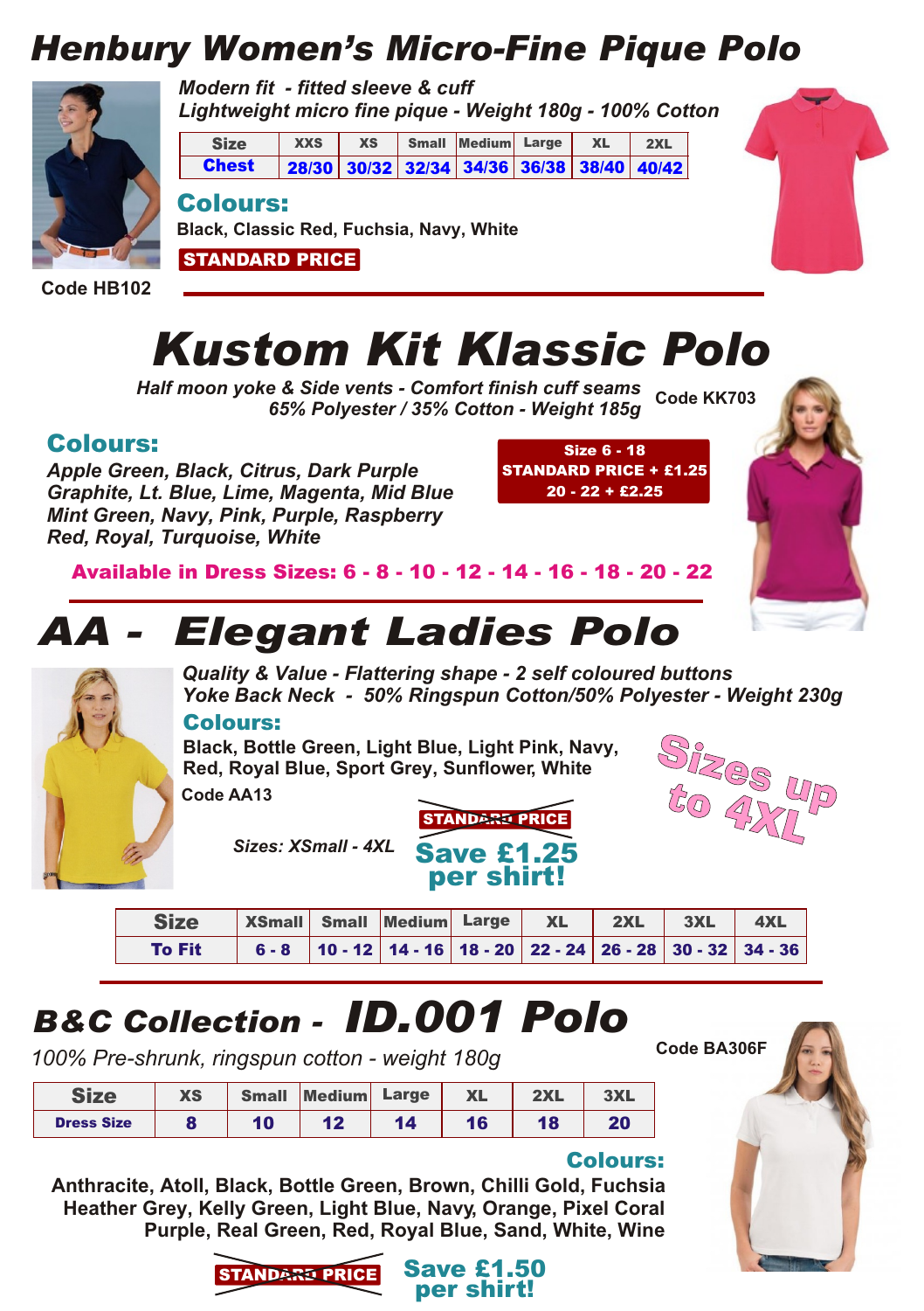# Henbury Women's Micro-Fine Pique Polo

*Modern fit - fitted sleeve & cuff*
*Lightweight micro fine pique - Weight 180g - 100% Cotton*

| Size | XXS | XS | Small | Medium | Large | XL | 2XL |
|---|---|---|---|---|---|---|---|
| Chest | 28/30 | 30/32 | 32/34 | 34/36 | 36/38 | 38/40 | 40/42 |

## Colours:

Black, Classic Red, Fuchsia, Navy, White

**STANDARD PRICE**

**Code HB102**

# Kustom Kit Klassic Polo

*Half moon yoke & Side vents - Comfort finish cuff seams*
*65% Polyester / 35% Cotton - Weight 185g*

**Code KK703**

## Colours:

*Apple Green, Black, Citrus, Dark Purple*
*Graphite, Lt. Blue, Lime, Magenta, Mid Blue*
*Mint Green, Navy, Pink, Purple, Raspberry*
*Red, Royal, Turquoise, White*

**Size 6 - 18**
**STANDARD PRICE + £1.25**
**20 - 22 + £2.25**

**Available in Dress Sizes: 6 - 8 - 10 - 12 - 14 - 16 - 18 - 20 - 22**

# AA - Elegant Ladies Polo

*Quality & Value - Flattering shape - 2 self coloured buttons*
*Yoke Back Neck - 50% Ringspun Cotton/50% Polyester - Weight 230g*

## Colours:

Black, Bottle Green, Light Blue, Light Pink, Navy,
Red, Royal Blue, Sport Grey, Sunflower, White

Code AA13

**Sizes up to 4XL**

*Sizes: XSmall - 4XL*

~~STANDARD PRICE~~ **Save £1.25 per shirt!**

| Size | XSmall | Small | Medium | Large | XL | 2XL | 3XL | 4XL |
|---|---|---|---|---|---|---|---|---|
| To Fit | 6 - 8 | 10 - 12 | 14 - 16 | 18 - 20 | 22 - 24 | 26 - 28 | 30 - 32 | 34 - 36 |

# B&C Collection - ID.001 Polo

*100% Pre-shrunk, ringspun cotton - weight 180g*

**Code BA306F**

| Size | XS | Small | Medium | Large | XL | 2XL | 3XL |
|---|---|---|---|---|---|---|---|
| Dress Size | 8 | 10 | 12 | 14 | 16 | 18 | 20 |

## Colours:

Anthracite, Atoll, Black, Bottle Green, Brown, Chilli Gold, Fuchsia
Heather Grey, Kelly Green, Light Blue, Navy, Orange, Pixel Coral
Purple, Real Green, Red, Royal Blue, Sand, White, Wine

~~STANDARD PRICE~~ **Save £1.50 per shirt!**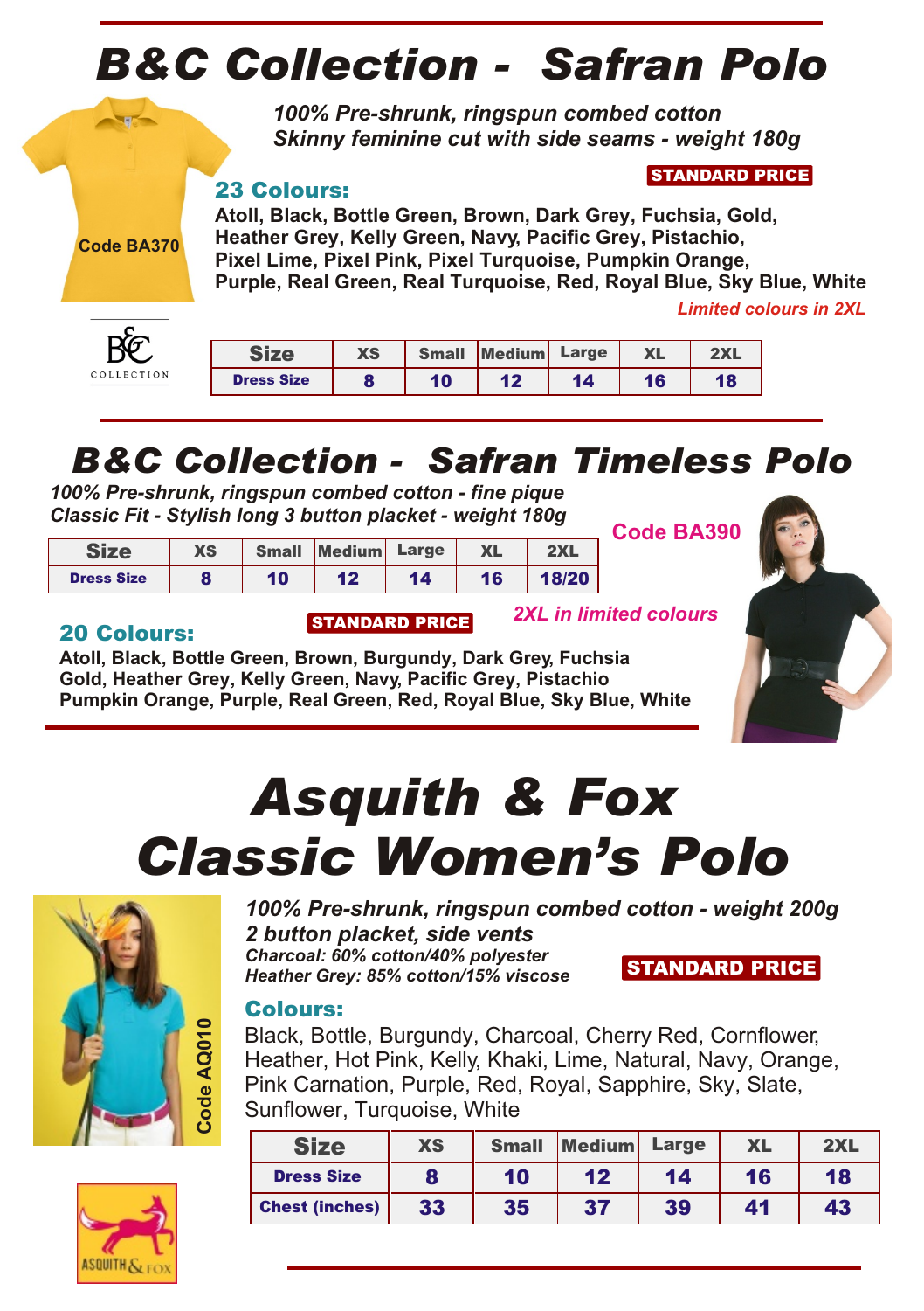# B&C Collection - Safran Polo

***100% Pre-shrunk, ringspun combed cotton***
***Skinny feminine cut with side seams - weight 180g***

**Code BA370**

**STANDARD PRICE**

### 23 Colours:

**Atoll, Black, Bottle Green, Brown, Dark Grey, Fuchsia, Gold, Heather Grey, Kelly Green, Navy, Pacific Grey, Pistachio, Pixel Lime, Pixel Pink, Pixel Turquoise, Pumpkin Orange, Purple, Real Green, Real Turquoise, Red, Royal Blue, Sky Blue, White**

***Limited colours in 2XL***

B&C COLLECTION

| Size | XS | Small | Medium | Large | XL | 2XL |
|---|---|---|---|---|---|---|
| Dress Size | 8 | 10 | 12 | 14 | 16 | 18 |

# B&C Collection - Safran Timeless Polo

***100% Pre-shrunk, ringspun combed cotton - fine pique***
***Classic Fit - Stylish long 3 button placket - weight 180g***

**Code BA390**

| Size | XS | Small | Medium | Large | XL | 2XL |
|---|---|---|---|---|---|---|
| Dress Size | 8 | 10 | 12 | 14 | 16 | 18/20 |

***2XL in limited colours***

**STANDARD PRICE**

### 20 Colours:

**Atoll, Black, Bottle Green, Brown, Burgundy, Dark Grey, Fuchsia Gold, Heather Grey, Kelly Green, Navy, Pacific Grey, Pistachio Pumpkin Orange, Purple, Real Green, Red, Royal Blue, Sky Blue, White**

# Asquith & Fox Classic Women's Polo

***100% Pre-shrunk, ringspun combed cotton - weight 200g***
***2 button placket, side vents***
***Charcoal: 60% cotton/40% polyester***
***Heather Grey: 85% cotton/15% viscose***

**STANDARD PRICE**

**Code AQ010**

### Colours:

Black, Bottle, Burgundy, Charcoal, Cherry Red, Cornflower, Heather, Hot Pink, Kelly, Khaki, Lime, Natural, Navy, Orange, Pink Carnation, Purple, Red, Royal, Sapphire, Sky, Slate, Sunflower, Turquoise, White

| Size | XS | Small | Medium | Large | XL | 2XL |
|---|---|---|---|---|---|---|
| Dress Size | 8 | 10 | 12 | 14 | 16 | 18 |
| Chest (inches) | 33 | 35 | 37 | 39 | 41 | 43 |

ASQUITH & FOX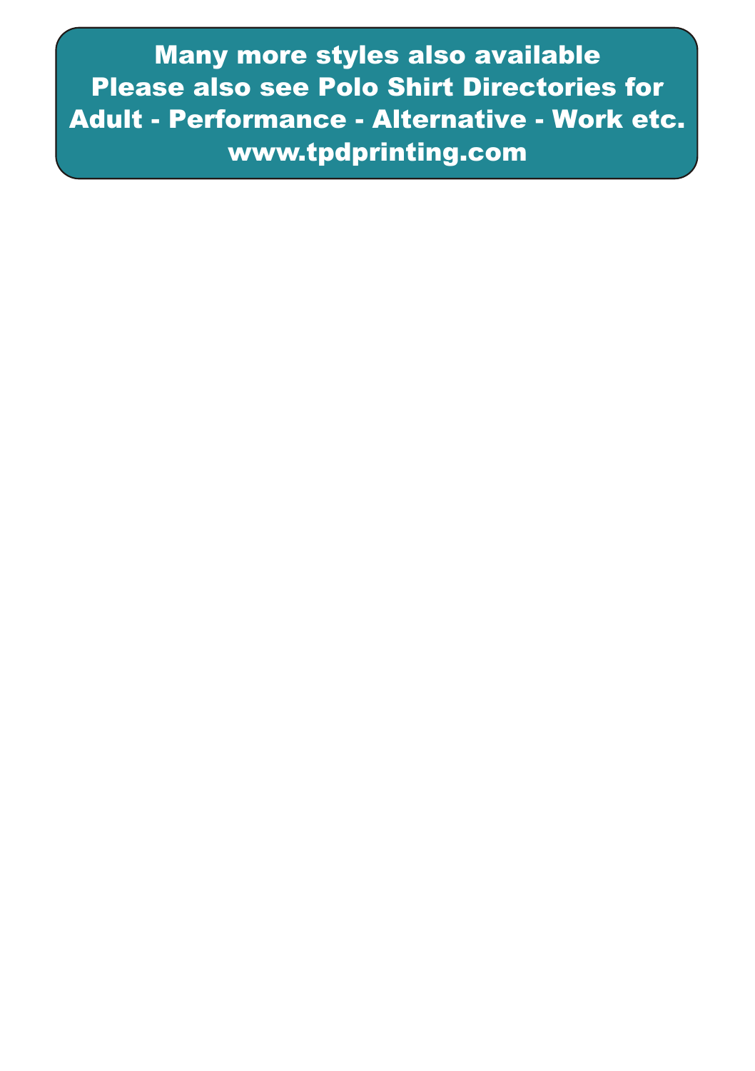**Many more styles also available**
**Please also see Polo Shirt Directories for**
**Adult - Performance - Alternative - Work etc.**
**www.tpdprinting.com**